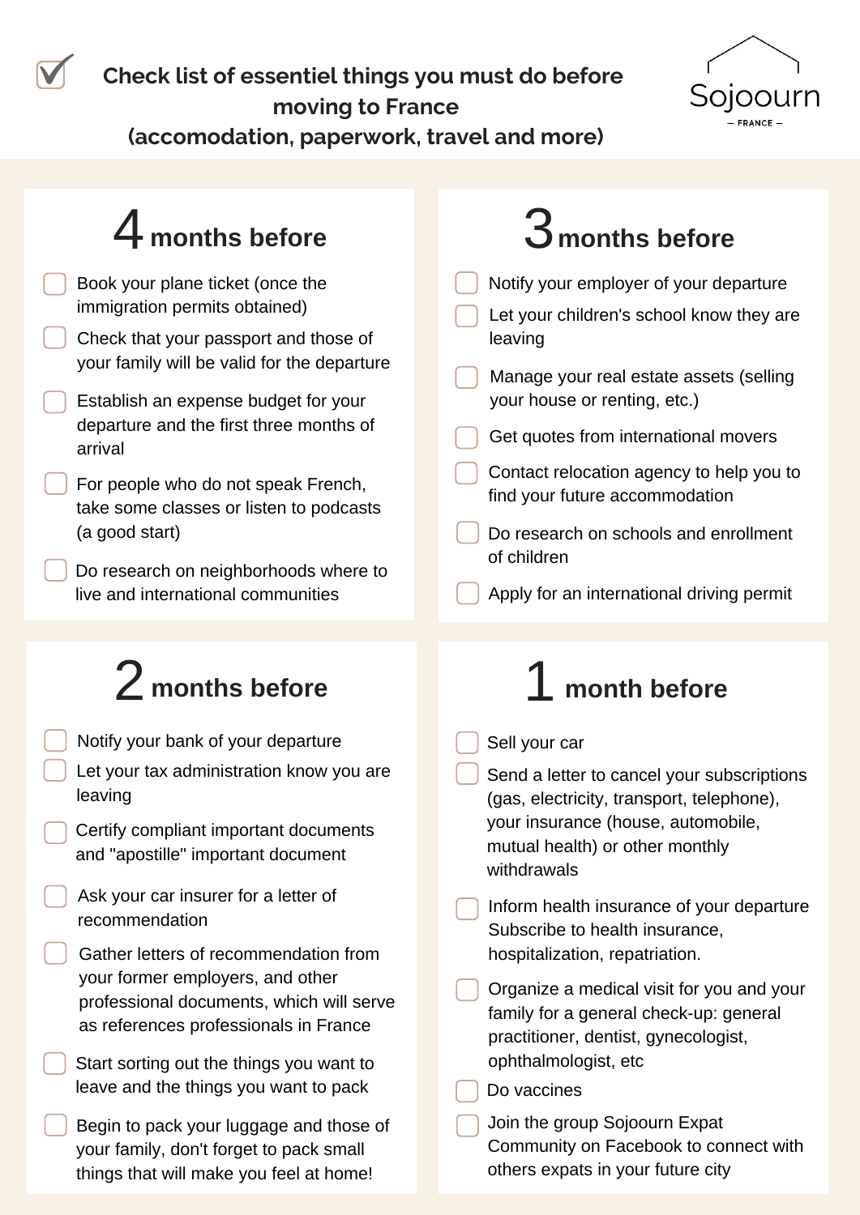# Check list of essentiel things you must do before moving to France (accomodation, paperwork, travel and more)

Sojoourn — FRANCE —

## 4 months before

- [ ] Book your plane ticket (once the immigration permits obtained)
- [ ] Check that your passport and those of your family will be valid for the departure
- [ ] Establish an expense budget for your departure and the first three months of arrival
- [ ] For people who do not speak French, take some classes or listen to podcasts (a good start)
- [ ] Do research on neighborhoods where to live and international communities

## 3 months before

- [ ] Notify your employer of your departure
- [ ] Let your children's school know they are leaving
- [ ] Manage your real estate assets (selling your house or renting, etc.)
- [ ] Get quotes from international movers
- [ ] Contact relocation agency to help you to find your future accommodation
- [ ] Do research on schools and enrollment of children
- [ ] Apply for an international driving permit

## 2 months before

- [ ] Notify your bank of your departure
- [ ] Let your tax administration know you are leaving
- [ ] Certify compliant important documents and "apostille" important document
- [ ] Ask your car insurer for a letter of recommendation
- [ ] Gather letters of recommendation from your former employers, and other professional documents, which will serve as references professionals in France
- [ ] Start sorting out the things you want to leave and the things you want to pack
- [ ] Begin to pack your luggage and those of your family, don't forget to pack small things that will make you feel at home!

## 1 month before

- [ ] Sell your car
- [ ] Send a letter to cancel your subscriptions (gas, electricity, transport, telephone), your insurance (house, automobile, mutual health) or other monthly withdrawals
- [ ] Inform health insurance of your departure Subscribe to health insurance, hospitalization, repatriation.
- [ ] Organize a medical visit for you and your family for a general check-up: general practitioner, dentist, gynecologist, ophthalmologist, etc
- [ ] Do vaccines
- [ ] Join the group Sojoourn Expat Community on Facebook to connect with others expats in your future city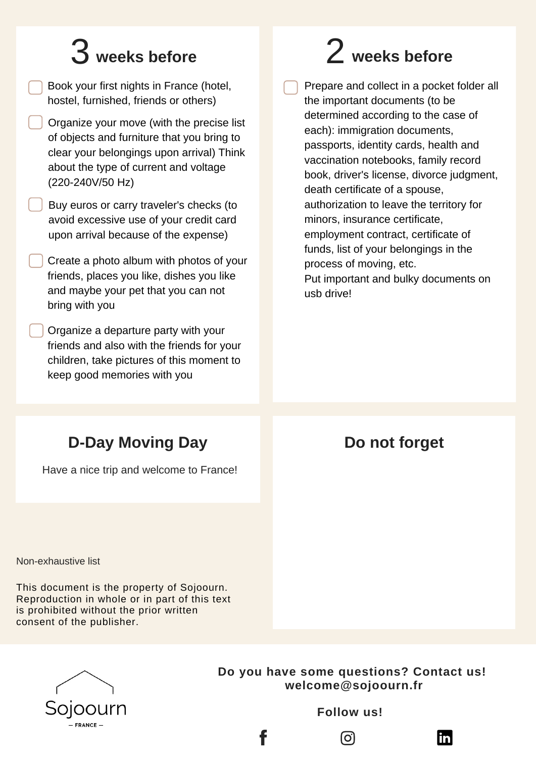## 3 weeks before

- [ ] Book your first nights in France (hotel, hostel, furnished, friends or others)
- [ ] Organize your move (with the precise list of objects and furniture that you bring to clear your belongings upon arrival) Think about the type of current and voltage (220-240V/50 Hz)
- [ ] Buy euros or carry traveler's checks (to avoid excessive use of your credit card upon arrival because of the expense)
- [ ] Create a photo album with photos of your friends, places you like, dishes you like and maybe your pet that you can not bring with you
- [ ] Organize a departure party with your friends and also with the friends for your children, take pictures of this moment to keep good memories with you

## 2 weeks before

- [ ] Prepare and collect in a pocket folder all the important documents (to be determined according to the case of each): immigration documents, passports, identity cards, health and vaccination notebooks, family record book, driver's license, divorce judgment, death certificate of a spouse, authorization to leave the territory for minors, insurance certificate, employment contract, certificate of funds, list of your belongings in the process of moving, etc.
  Put important and bulky documents on usb drive!

## D-Day Moving Day

Have a nice trip and welcome to France!

## Do not forget

Non-exhaustive list

This document is the property of Sojoourn. Reproduction in whole or in part of this text is prohibited without the prior written consent of the publisher.

Sojoourn
— FRANCE —

**Do you have some questions? Contact us!**
**welcome@sojoourn.fr**

**Follow us!**